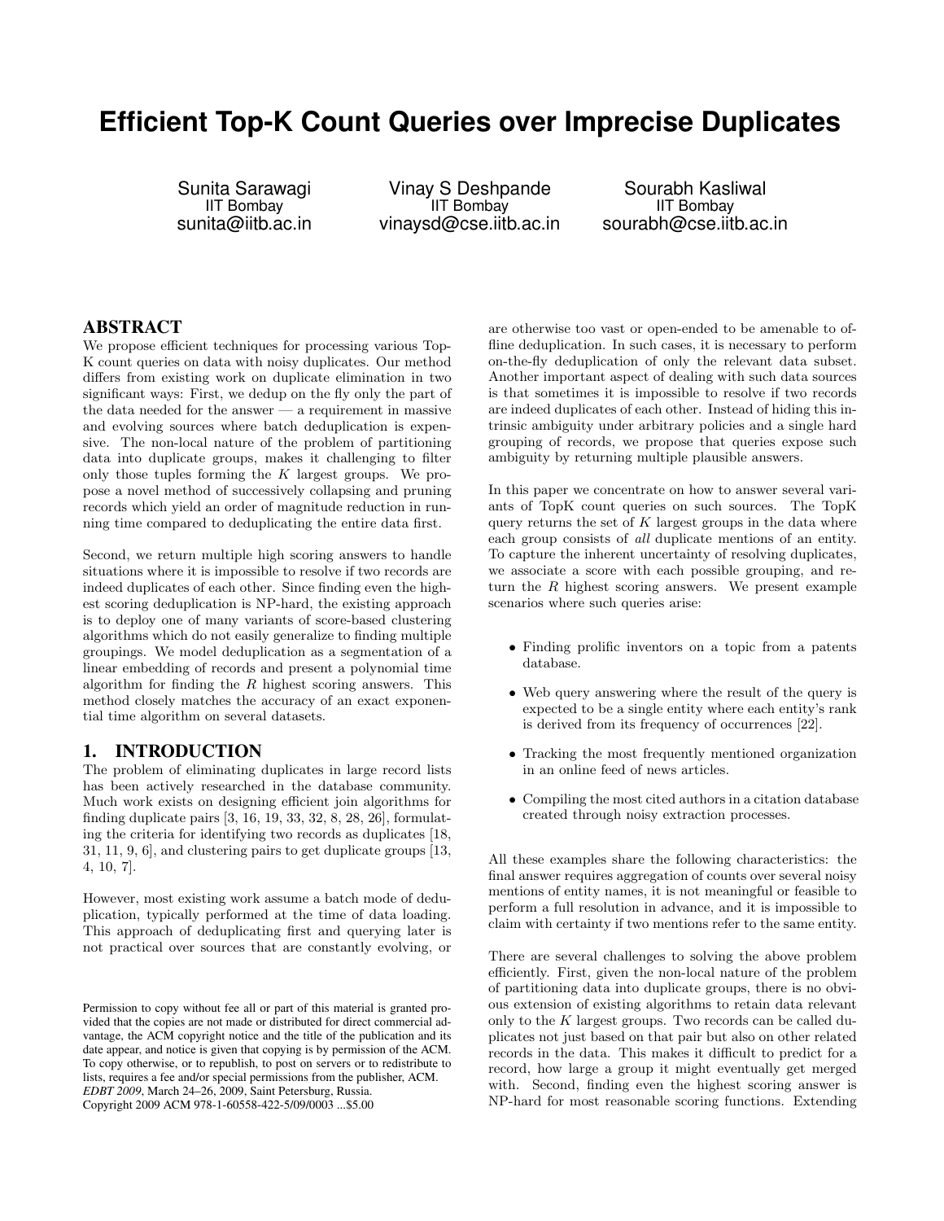# Efficient Top-K Count Queries over Imprecise Duplicates

Sunita Sarawagi
IIT Bombay
sunita@iitb.ac.in

Vinay S Deshpande
IIT Bombay
vinaysd@cse.iitb.ac.in

Sourabh Kasliwal
IIT Bombay
sourabh@cse.iitb.ac.in

## ABSTRACT

We propose efficient techniques for processing various Top-K count queries on data with noisy duplicates. Our method differs from existing work on duplicate elimination in two significant ways: First, we dedup on the fly only the part of the data needed for the answer — a requirement in massive and evolving sources where batch deduplication is expensive. The non-local nature of the problem of partitioning data into duplicate groups, makes it challenging to filter only those tuples forming the $K$ largest groups. We propose a novel method of successively collapsing and pruning records which yield an order of magnitude reduction in running time compared to deduplicating the entire data first.

Second, we return multiple high scoring answers to handle situations where it is impossible to resolve if two records are indeed duplicates of each other. Since finding even the highest scoring deduplication is NP-hard, the existing approach is to deploy one of many variants of score-based clustering algorithms which do not easily generalize to finding multiple groupings. We model deduplication as a segmentation of a linear embedding of records and present a polynomial time algorithm for finding the $R$ highest scoring answers. This method closely matches the accuracy of an exact exponential time algorithm on several datasets.

## 1. INTRODUCTION

The problem of eliminating duplicates in large record lists has been actively researched in the database community. Much work exists on designing efficient join algorithms for finding duplicate pairs [3, 16, 19, 33, 32, 8, 28, 26], formulating the criteria for identifying two records as duplicates [18, 31, 11, 9, 6], and clustering pairs to get duplicate groups [13, 4, 10, 7].

However, most existing work assume a batch mode of deduplication, typically performed at the time of data loading. This approach of deduplicating first and querying later is not practical over sources that are constantly evolving, or are otherwise too vast or open-ended to be amenable to offline deduplication. In such cases, it is necessary to perform on-the-fly deduplication of only the relevant data subset. Another important aspect of dealing with such data sources is that sometimes it is impossible to resolve if two records are indeed duplicates of each other. Instead of hiding this intrinsic ambiguity under arbitrary policies and a single hard grouping of records, we propose that queries expose such ambiguity by returning multiple plausible answers.

In this paper we concentrate on how to answer several variants of TopK count queries on such sources. The TopK query returns the set of $K$ largest groups in the data where each group consists of *all* duplicate mentions of an entity. To capture the inherent uncertainty of resolving duplicates, we associate a score with each possible grouping, and return the $R$ highest scoring answers. We present example scenarios where such queries arise:

- Finding prolific inventors on a topic from a patents database.
- Web query answering where the result of the query is expected to be a single entity where each entity's rank is derived from its frequency of occurrences [22].
- Tracking the most frequently mentioned organization in an online feed of news articles.
- Compiling the most cited authors in a citation database created through noisy extraction processes.

All these examples share the following characteristics: the final answer requires aggregation of counts over several noisy mentions of entity names, it is not meaningful or feasible to perform a full resolution in advance, and it is impossible to claim with certainty if two mentions refer to the same entity.

There are several challenges to solving the above problem efficiently. First, given the non-local nature of the problem of partitioning data into duplicate groups, there is no obvious extension of existing algorithms to retain data relevant only to the $K$ largest groups. Two records can be called duplicates not just based on that pair but also on other related records in the data. This makes it difficult to predict for a record, how large a group it might eventually get merged with. Second, finding even the highest scoring answer is NP-hard for most reasonable scoring functions. Extending

Permission to copy without fee all or part of this material is granted provided that the copies are not made or distributed for direct commercial advantage, the ACM copyright notice and the title of the publication and its date appear, and notice is given that copying is by permission of the ACM. To copy otherwise, or to republish, to post on servers or to redistribute to lists, requires a fee and/or special permissions from the publisher, ACM.
*EDBT 2009*, March 24–26, 2009, Saint Petersburg, Russia.
Copyright 2009 ACM 978-1-60558-422-5/09/0003 ...$5.00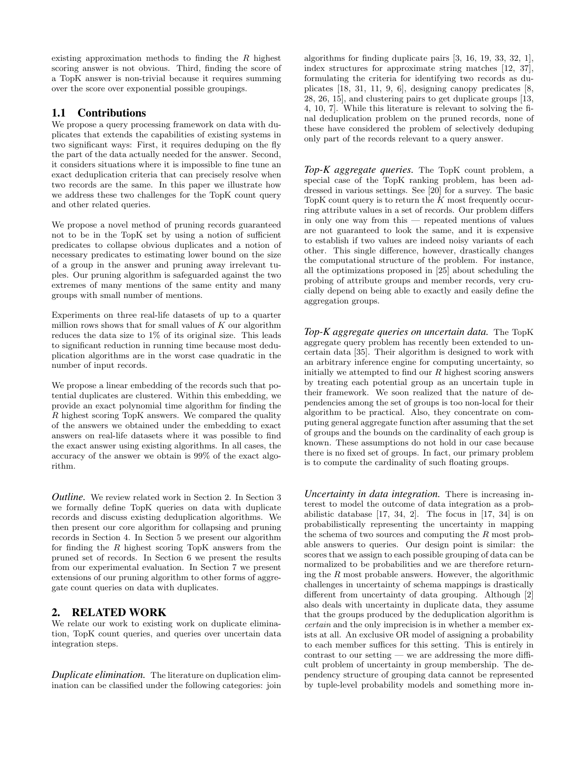existing approximation methods to finding the $R$ highest scoring answer is not obvious. Third, finding the score of a TopK answer is non-trivial because it requires summing over the score over exponential possible groupings.

## 1.1 Contributions

We propose a query processing framework on data with duplicates that extends the capabilities of existing systems in two significant ways: First, it requires deduping on the fly the part of the data actually needed for the answer. Second, it considers situations where it is impossible to fine tune an exact deduplication criteria that can precisely resolve when two records are the same. In this paper we illustrate how we address these two challenges for the TopK count query and other related queries.

We propose a novel method of pruning records guaranteed not to be in the TopK set by using a notion of sufficient predicates to collapse obvious duplicates and a notion of necessary predicates to estimating lower bound on the size of a group in the answer and pruning away irrelevant tuples. Our pruning algorithm is safeguarded against the two extremes of many mentions of the same entity and many groups with small number of mentions.

Experiments on three real-life datasets of up to a quarter million rows shows that for small values of $K$ our algorithm reduces the data size to 1% of its original size. This leads to significant reduction in running time because most deduplication algorithms are in the worst case quadratic in the number of input records.

We propose a linear embedding of the records such that potential duplicates are clustered. Within this embedding, we provide an exact polynomial time algorithm for finding the $R$ highest scoring TopK answers. We compared the quality of the answers we obtained under the embedding to exact answers on real-life datasets where it was possible to find the exact answer using existing algorithms. In all cases, the accuracy of the answer we obtain is 99% of the exact algorithm.

***Outline.*** We review related work in Section 2. In Section 3 we formally define TopK queries on data with duplicate records and discuss existing deduplication algorithms. We then present our core algorithm for collapsing and pruning records in Section 4. In Section 5 we present our algorithm for finding the $R$ highest scoring TopK answers from the pruned set of records. In Section 6 we present the results from our experimental evaluation. In Section 7 we present extensions of our pruning algorithm to other forms of aggregate count queries on data with duplicates.

# 2. RELATED WORK

We relate our work to existing work on duplicate elimination, TopK count queries, and queries over uncertain data integration steps.

***Duplicate elimination.*** The literature on duplication elimination can be classified under the following categories: join algorithms for finding duplicate pairs [3, 16, 19, 33, 32, 1], index structures for approximate string matches [12, 37], formulating the criteria for identifying two records as duplicates [18, 31, 11, 9, 6], designing canopy predicates [8, 28, 26, 15], and clustering pairs to get duplicate groups [13, 4, 10, 7]. While this literature is relevant to solving the final deduplication problem on the pruned records, none of these have considered the problem of selectively deduping only part of the records relevant to a query answer.

***Top-K aggregate queries.*** The TopK count problem, a special case of the TopK ranking problem, has been addressed in various settings. See [20] for a survey. The basic TopK count query is to return the $K$ most frequently occurring attribute values in a set of records. Our problem differs in only one way from this — repeated mentions of values are not guaranteed to look the same, and it is expensive to establish if two values are indeed noisy variants of each other. This single difference, however, drastically changes the computational structure of the problem. For instance, all the optimizations proposed in [25] about scheduling the probing of attribute groups and member records, very crucially depend on being able to exactly and easily define the aggregation groups.

***Top-K aggregate queries on uncertain data.*** The TopK aggregate query problem has recently been extended to uncertain data [35]. Their algorithm is designed to work with an arbitrary inference engine for computing uncertainty, so initially we attempted to find our $R$ highest scoring answers by treating each potential group as an uncertain tuple in their framework. We soon realized that the nature of dependencies among the set of groups is too non-local for their algorithm to be practical. Also, they concentrate on computing general aggregate function after assuming that the set of groups and the bounds on the cardinality of each group is known. These assumptions do not hold in our case because there is no fixed set of groups. In fact, our primary problem is to compute the cardinality of such floating groups.

***Uncertainty in data integration.*** There is increasing interest to model the outcome of data integration as a probabilistic database [17, 34, 2]. The focus in [17, 34] is on probabilistically representing the uncertainty in mapping the schema of two sources and computing the $R$ most probable answers to queries. Our design point is similar: the scores that we assign to each possible grouping of data can be normalized to be probabilities and we are therefore returning the $R$ most probable answers. However, the algorithmic challenges in uncertainty of schema mappings is drastically different from uncertainty of data grouping. Although [2] also deals with uncertainty in duplicate data, they assume that the groups produced by the deduplication algorithm is *certain* and the only imprecision is in whether a member exists at all. An exclusive OR model of assigning a probability to each member suffices for this setting. This is entirely in contrast to our setting — we are addressing the more difficult problem of uncertainty in group membership. The dependency structure of grouping data cannot be represented by tuple-level probability models and something more in-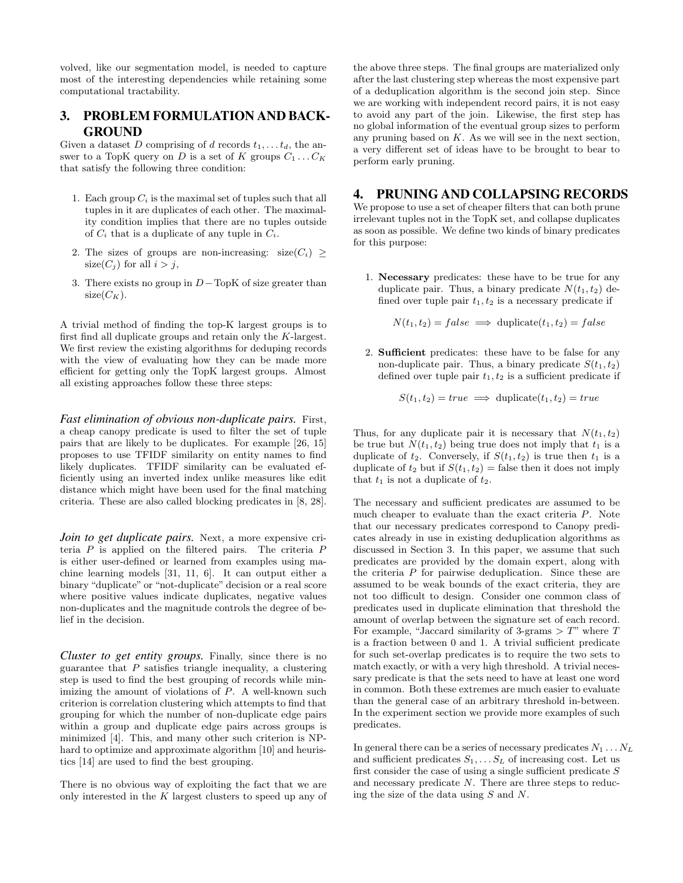volved, like our segmentation model, is needed to capture most of the interesting dependencies while retaining some computational tractability.

## 3. PROBLEM FORMULATION AND BACKGROUND

Given a dataset $D$ comprising of $d$ records $t_1, \ldots t_d$, the answer to a TopK query on $D$ is a set of $K$ groups $C_1 \ldots C_K$ that satisfy the following three condition:

1. Each group $C_i$ is the maximal set of tuples such that all tuples in it are duplicates of each other. The maximality condition implies that there are no tuples outside of $C_i$ that is a duplicate of any tuple in $C_i$.
2. The sizes of groups are non-increasing: $\text{size}(C_i) \geq \text{size}(C_j)$ for all $i > j$,
3. There exists no group in $D - \text{TopK}$ of size greater than $\text{size}(C_K)$.

A trivial method of finding the top-K largest groups is to first find all duplicate groups and retain only the $K$-largest. We first review the existing algorithms for deduping records with the view of evaluating how they can be made more efficient for getting only the TopK largest groups. Almost all existing approaches follow these three steps:

***Fast elimination of obvious non-duplicate pairs.*** First, a cheap canopy predicate is used to filter the set of tuple pairs that are likely to be duplicates. For example [26, 15] proposes to use TFIDF similarity on entity names to find likely duplicates. TFIDF similarity can be evaluated efficiently using an inverted index unlike measures like edit distance which might have been used for the final matching criteria. These are also called blocking predicates in [8, 28].

***Join to get duplicate pairs.*** Next, a more expensive criteria $P$ is applied on the filtered pairs. The criteria $P$ is either user-defined or learned from examples using machine learning models [31, 11, 6]. It can output either a binary "duplicate" or "not-duplicate" decision or a real score where positive values indicate duplicates, negative values non-duplicates and the magnitude controls the degree of belief in the decision.

***Cluster to get entity groups.*** Finally, since there is no guarantee that $P$ satisfies triangle inequality, a clustering step is used to find the best grouping of records while minimizing the amount of violations of $P$. A well-known such criterion is correlation clustering which attempts to find that grouping for which the number of non-duplicate edge pairs within a group and duplicate edge pairs across groups is minimized [4]. This, and many other such criterion is NP-hard to optimize and approximate algorithm [10] and heuristics [14] are used to find the best grouping.

There is no obvious way of exploiting the fact that we are only interested in the $K$ largest clusters to speed up any of the above three steps. The final groups are materialized only after the last clustering step whereas the most expensive part of a deduplication algorithm is the second join step. Since we are working with independent record pairs, it is not easy to avoid any part of the join. Likewise, the first step has no global information of the eventual group sizes to perform any pruning based on $K$. As we will see in the next section, a very different set of ideas have to be brought to bear to perform early pruning.

## 4. PRUNING AND COLLAPSING RECORDS

We propose to use a set of cheaper filters that can both prune irrelevant tuples not in the TopK set, and collapse duplicates as soon as possible. We define two kinds of binary predicates for this purpose:

1. **Necessary** predicates: these have to be true for any duplicate pair. Thus, a binary predicate $N(t_1, t_2)$ defined over tuple pair $t_1, t_2$ is a necessary predicate if

$$N(t_1, t_2) = false \implies \text{duplicate}(t_1, t_2) = false$$

2. **Sufficient** predicates: these have to be false for any non-duplicate pair. Thus, a binary predicate $S(t_1, t_2)$ defined over tuple pair $t_1, t_2$ is a sufficient predicate if

$$S(t_1, t_2) = true \implies \text{duplicate}(t_1, t_2) = true$$

Thus, for any duplicate pair it is necessary that $N(t_1, t_2)$ be true but $N(t_1, t_2)$ being true does not imply that $t_1$ is a duplicate of $t_2$. Conversely, if $S(t_1, t_2)$ is true then $t_1$ is a duplicate of $t_2$ but if $S(t_1, t_2) =$ false then it does not imply that $t_1$ is not a duplicate of $t_2$.

The necessary and sufficient predicates are assumed to be much cheaper to evaluate than the exact criteria $P$. Note that our necessary predicates correspond to Canopy predicates already in use in existing deduplication algorithms as discussed in Section 3. In this paper, we assume that such predicates are provided by the domain expert, along with the criteria $P$ for pairwise deduplication. Since these are assumed to be weak bounds of the exact criteria, they are not too difficult to design. Consider one common class of predicates used in duplicate elimination that threshold the amount of overlap between the signature set of each record. For example, "Jaccard similarity of 3-grams $> T$" where $T$ is a fraction between 0 and 1. A trivial sufficient predicate for such set-overlap predicates is to require the two sets to match exactly, or with a very high threshold. A trivial necessary predicate is that the sets need to have at least one word in common. Both these extremes are much easier to evaluate than the general case of an arbitrary threshold in-between. In the experiment section we provide more examples of such predicates.

In general there can be a series of necessary predicates $N_1 \ldots N_L$ and sufficient predicates $S_1, \ldots S_L$ of increasing cost. Let us first consider the case of using a single sufficient predicate $S$ and necessary predicate $N$. There are three steps to reducing the size of the data using $S$ and $N$.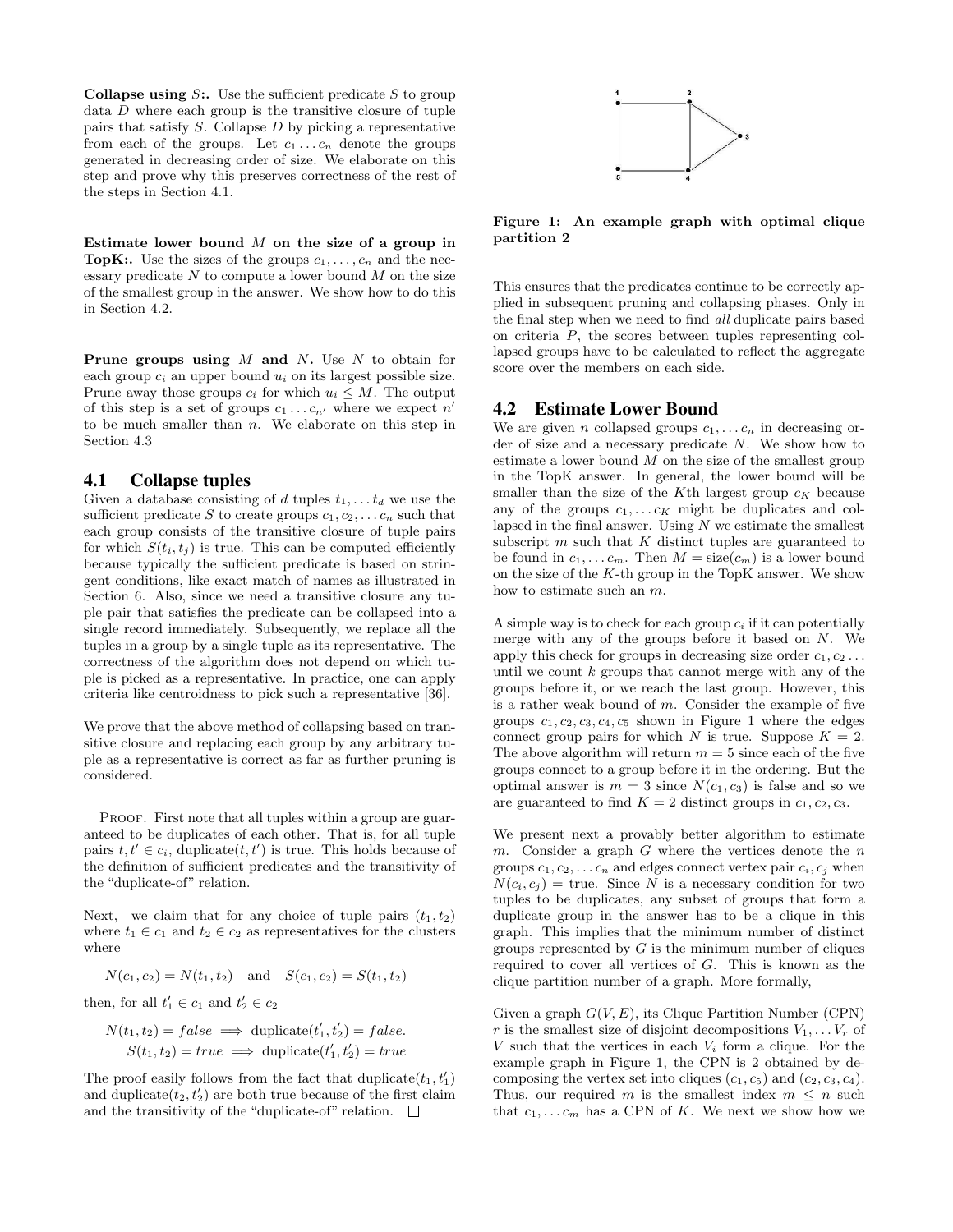**Collapse using $S$:.** Use the sufficient predicate $S$ to group data $D$ where each group is the transitive closure of tuple pairs that satisfy $S$. Collapse $D$ by picking a representative from each of the groups. Let $c_1 \dots c_n$ denote the groups generated in decreasing order of size. We elaborate on this step and prove why this preserves correctness of the rest of the steps in Section 4.1.

**Estimate lower bound $M$ on the size of a group in TopK:.** Use the sizes of the groups $c_1, \dots, c_n$ and the necessary predicate $N$ to compute a lower bound $M$ on the size of the smallest group in the answer. We show how to do this in Section 4.2.

**Prune groups using $M$ and $N$.** Use $N$ to obtain for each group $c_i$ an upper bound $u_i$ on its largest possible size. Prune away those groups $c_i$ for which $u_i \leq M$. The output of this step is a set of groups $c_1 \dots c_{n'}$ where we expect $n'$ to be much smaller than $n$. We elaborate on this step in Section 4.3

## 4.1 Collapse tuples

Given a database consisting of $d$ tuples $t_1, \dots t_d$ we use the sufficient predicate $S$ to create groups $c_1, c_2, \dots c_n$ such that each group consists of the transitive closure of tuple pairs for which $S(t_i, t_j)$ is true. This can be computed efficiently because typically the sufficient predicate is based on stringent conditions, like exact match of names as illustrated in Section 6. Also, since we need a transitive closure any tuple pair that satisfies the predicate can be collapsed into a single record immediately. Subsequently, we replace all the tuples in a group by a single tuple as its representative. The correctness of the algorithm does not depend on which tuple is picked as a representative. In practice, one can apply criteria like centroidness to pick such a representative [36].

We prove that the above method of collapsing based on transitive closure and replacing each group by any arbitrary tuple as a representative is correct as far as further pruning is considered.

Proof. First note that all tuples within a group are guaranteed to be duplicates of each other. That is, for all tuple pairs $t, t' \in c_i$, duplicate$(t, t')$ is true. This holds because of the definition of sufficient predicates and the transitivity of the "duplicate-of" relation.

Next, we claim that for any choice of tuple pairs $(t_1, t_2)$ where $t_1 \in c_1$ and $t_2 \in c_2$ as representatives for the clusters where

$$N(c_1, c_2) = N(t_1, t_2) \quad \text{and} \quad S(c_1, c_2) = S(t_1, t_2)$$

then, for all $t'_1 \in c_1$ and $t'_2 \in c_2$

$$N(t_1, t_2) = false \implies \text{duplicate}(t'_1, t'_2) = false.$$
$$S(t_1, t_2) = true \implies \text{duplicate}(t'_1, t'_2) = true$$

The proof easily follows from the fact that duplicate$(t_1, t'_1)$ and duplicate$(t_2, t'_2)$ are both true because of the first claim and the transitivity of the "duplicate-of" relation. □

Figure 1: An example graph with optimal clique partition 2

This ensures that the predicates continue to be correctly applied in subsequent pruning and collapsing phases. Only in the final step when we need to find *all* duplicate pairs based on criteria $P$, the scores between tuples representing collapsed groups have to be calculated to reflect the aggregate score over the members on each side.

## 4.2 Estimate Lower Bound

We are given $n$ collapsed groups $c_1, \dots c_n$ in decreasing order of size and a necessary predicate $N$. We show how to estimate a lower bound $M$ on the size of the smallest group in the TopK answer. In general, the lower bound will be smaller than the size of the $K$th largest group $c_K$ because any of the groups $c_1, \dots c_K$ might be duplicates and collapsed in the final answer. Using $N$ we estimate the smallest subscript $m$ such that $K$ distinct tuples are guaranteed to be found in $c_1, \dots c_m$. Then $M = \text{size}(c_m)$ is a lower bound on the size of the $K$-th group in the TopK answer. We show how to estimate such an $m$.

A simple way is to check for each group $c_i$ if it can potentially merge with any of the groups before it based on $N$. We apply this check for groups in decreasing size order $c_1, c_2 \dots$ until we count $k$ groups that cannot merge with any of the groups before it, or we reach the last group. However, this is a rather weak bound of $m$. Consider the example of five groups $c_1, c_2, c_3, c_4, c_5$ shown in Figure 1 where the edges connect group pairs for which $N$ is true. Suppose $K = 2$. The above algorithm will return $m = 5$ since each of the five groups connect to a group before it in the ordering. But the optimal answer is $m = 3$ since $N(c_1, c_3)$ is false and so we are guaranteed to find $K = 2$ distinct groups in $c_1, c_2, c_3$.

We present next a provably better algorithm to estimate $m$. Consider a graph $G$ where the vertices denote the $n$ groups $c_1, c_2, \dots c_n$ and edges connect vertex pair $c_i, c_j$ when $N(c_i, c_j) = $ true. Since $N$ is a necessary condition for two tuples to be duplicates, any subset of groups that form a duplicate group in the answer has to be a clique in this graph. This implies that the minimum number of distinct groups represented by $G$ is the minimum number of cliques required to cover all vertices of $G$. This is known as the clique partition number of a graph. More formally,

Given a graph $G(V, E)$, its Clique Partition Number (CPN) $r$ is the smallest size of disjoint decompositions $V_1, \dots V_r$ of $V$ such that the vertices in each $V_i$ form a clique. For the example graph in Figure 1, the CPN is 2 obtained by decomposing the vertex set into cliques $(c_1, c_5)$ and $(c_2, c_3, c_4)$. Thus, our required $m$ is the smallest index $m \leq n$ such that $c_1, \dots c_m$ has a CPN of $K$. We next we show how we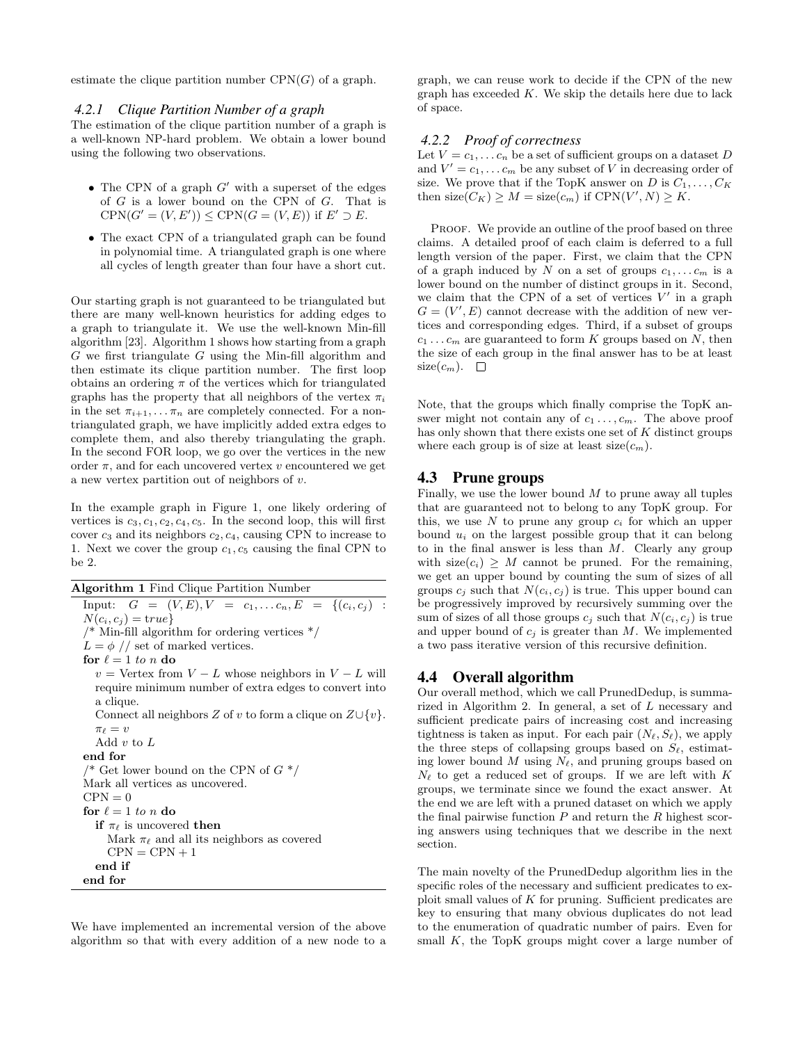estimate the clique partition number $\text{CPN}(G)$ of a graph.

### 4.2.1 Clique Partition Number of a graph

The estimation of the clique partition number of a graph is a well-known NP-hard problem. We obtain a lower bound using the following two observations.

- The CPN of a graph $G'$ with a superset of the edges of $G$ is a lower bound on the CPN of $G$. That is $\text{CPN}(G' = (V, E')) \leq \text{CPN}(G = (V, E))$ if $E' \supset E$.
- The exact CPN of a triangulated graph can be found in polynomial time. A triangulated graph is one where all cycles of length greater than four have a short cut.

Our starting graph is not guaranteed to be triangulated but there are many well-known heuristics for adding edges to a graph to triangulate it. We use the well-known Min-fill algorithm [23]. Algorithm 1 shows how starting from a graph $G$ we first triangulate $G$ using the Min-fill algorithm and then estimate its clique partition number. The first loop obtains an ordering $\pi$ of the vertices which for triangulated graphs has the property that all neighbors of the vertex $\pi_i$ in the set $\pi_{i+1}, \ldots \pi_n$ are completely connected. For a non-triangulated graph, we have implicitly added extra edges to complete them, and also thereby triangulating the graph. In the second FOR loop, we go over the vertices in the new order $\pi$, and for each uncovered vertex $v$ encountered we get a new vertex partition out of neighbors of $v$.

In the example graph in Figure 1, one likely ordering of vertices is $c_3, c_1, c_2, c_4, c_5$. In the second loop, this will first cover $c_3$ and its neighbors $c_2, c_4$, causing CPN to increase to 1. Next we cover the group $c_1, c_5$ causing the final CPN to be 2.

**Algorithm 1** Find Clique Partition Number

```
Input: G = (V, E), V = c_1, ... c_n, E = {(c_i, c_j) : N(c_i, c_j) = true}
/* Min-fill algorithm for ordering vertices */
L = φ // set of marked vertices.
for ℓ = 1 to n do
  v = Vertex from V − L whose neighbors in V − L will
      require minimum number of extra edges to convert into
      a clique.
  Connect all neighbors Z of v to form a clique on Z∪{v}.
  π_ℓ = v
  Add v to L
end for
/* Get lower bound on the CPN of G */
Mark all vertices as uncovered.
CPN = 0
for ℓ = 1 to n do
  if π_ℓ is uncovered then
    Mark π_ℓ and all its neighbors as covered
    CPN = CPN + 1
  end if
end for
```

We have implemented an incremental version of the above algorithm so that with every addition of a new node to a graph, we can reuse work to decide if the CPN of the new graph has exceeded $K$. We skip the details here due to lack of space.

### 4.2.2 Proof of correctness

Let $V = c_1, \ldots c_n$ be a set of sufficient groups on a dataset $D$ and $V' = c_1, \ldots c_m$ be any subset of $V$ in decreasing order of size. We prove that if the TopK answer on $D$ is $C_1, \ldots, C_K$ then $\text{size}(C_K) \geq M = \text{size}(c_m)$ if $\text{CPN}(V', N) \geq K$.

Proof. We provide an outline of the proof based on three claims. A detailed proof of each claim is deferred to a full length version of the paper. First, we claim that the CPN of a graph induced by $N$ on a set of groups $c_1, \ldots c_m$ is a lower bound on the number of distinct groups in it. Second, we claim that the CPN of a set of vertices $V'$ in a graph $G = (V', E)$ cannot decrease with the addition of new vertices and corresponding edges. Third, if a subset of groups $c_1 \ldots c_m$ are guaranteed to form $K$ groups based on $N$, then the size of each group in the final answer has to be at least $\text{size}(c_m)$. □

Note, that the groups which finally comprise the TopK answer might not contain any of $c_1 \ldots, c_m$. The above proof has only shown that there exists one set of $K$ distinct groups where each group is of size at least $\text{size}(c_m)$.

## 4.3 Prune groups

Finally, we use the lower bound $M$ to prune away all tuples that are guaranteed not to belong to any TopK group. For this, we use $N$ to prune any group $c_i$ for which an upper bound $u_i$ on the largest possible group that it can belong to in the final answer is less than $M$. Clearly any group with $\text{size}(c_i) \geq M$ cannot be pruned. For the remaining, we get an upper bound by counting the sum of sizes of all groups $c_j$ such that $N(c_i, c_j)$ is true. This upper bound can be progressively improved by recursively summing over the sum of sizes of all those groups $c_j$ such that $N(c_i, c_j)$ is true and upper bound of $c_j$ is greater than $M$. We implemented a two pass iterative version of this recursive definition.

## 4.4 Overall algorithm

Our overall method, which we call PrunedDedup, is summarized in Algorithm 2. In general, a set of $L$ necessary and sufficient predicate pairs of increasing cost and increasing tightness is taken as input. For each pair $(N_\ell, S_\ell)$, we apply the three steps of collapsing groups based on $S_\ell$, estimating lower bound $M$ using $N_\ell$, and pruning groups based on $N_\ell$ to get a reduced set of groups. If we are left with $K$ groups, we terminate since we found the exact answer. At the end we are left with a pruned dataset on which we apply the final pairwise function $P$ and return the $R$ highest scoring answers using techniques that we describe in the next section.

The main novelty of the PrunedDedup algorithm lies in the specific roles of the necessary and sufficient predicates to exploit small values of $K$ for pruning. Sufficient predicates are key to ensuring that many obvious duplicates do not lead to the enumeration of quadratic number of pairs. Even for small $K$, the TopK groups might cover a large number of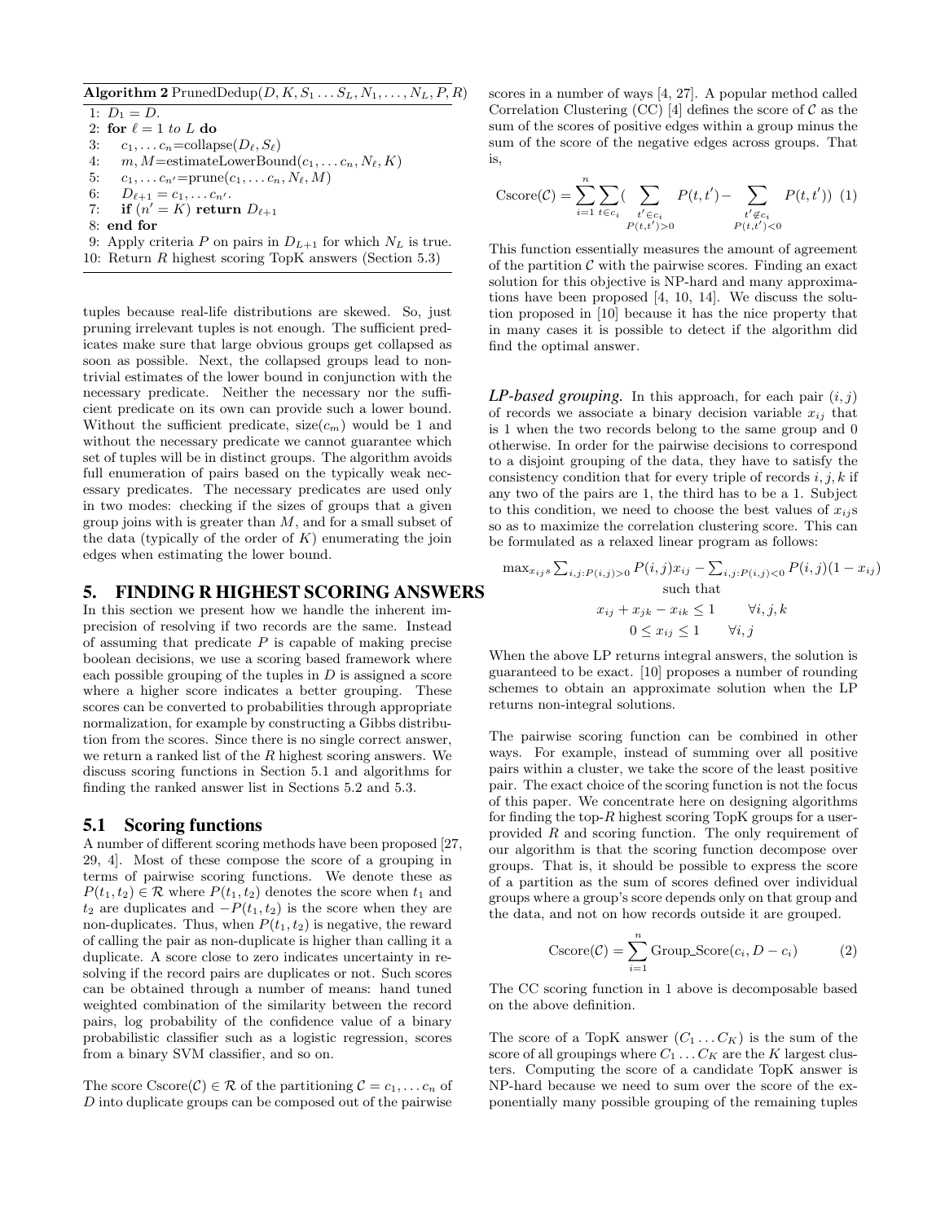**Algorithm 2** PrunedDedup($D, K, S_1 \dots S_L, N_1, \dots, N_L, P, R$)

```
1: D_1 = D.
2: for ℓ = 1 to L do
3:     c_1, ... c_n = collapse(D_ℓ, S_ℓ)
4:     m, M = estimateLowerBound(c_1, ... c_n, N_ℓ, K)
5:     c_1, ... c_n' = prune(c_1, ... c_n, N_ℓ, M)
6:     D_{ℓ+1} = c_1, ... c_n'.
7:     if (n' = K) return D_{ℓ+1}
8: end for
9: Apply criteria P on pairs in D_{L+1} for which N_L is true.
10: Return R highest scoring TopK answers (Section 5.3)
```

tuples because real-life distributions are skewed. So, just pruning irrelevant tuples is not enough. The sufficient predicates make sure that large obvious groups get collapsed as soon as possible. Next, the collapsed groups lead to non-trivial estimates of the lower bound in conjunction with the necessary predicate. Neither the necessary nor the sufficient predicate on its own can provide such a lower bound. Without the sufficient predicate, size($c_m$) would be 1 and without the necessary predicate we cannot guarantee which set of tuples will be in distinct groups. The algorithm avoids full enumeration of pairs based on the typically weak necessary predicates. The necessary predicates are used only in two modes: checking if the sizes of groups that a given group joins with is greater than $M$, and for a small subset of the data (typically of the order of $K$) enumerating the join edges when estimating the lower bound.

## 5. FINDING R HIGHEST SCORING ANSWERS

In this section we present how we handle the inherent imprecision of resolving if two records are the same. Instead of assuming that predicate $P$ is capable of making precise boolean decisions, we use a scoring based framework where each possible grouping of the tuples in $D$ is assigned a score where a higher score indicates a better grouping. These scores can be converted to probabilities through appropriate normalization, for example by constructing a Gibbs distribution from the scores. Since there is no single correct answer, we return a ranked list of the $R$ highest scoring answers. We discuss scoring functions in Section 5.1 and algorithms for finding the ranked answer list in Sections 5.2 and 5.3.

### 5.1 Scoring functions

A number of different scoring methods have been proposed [27, 29, 4]. Most of these compose the score of a grouping in terms of pairwise scoring functions. We denote these as $P(t_1, t_2) \in \mathcal{R}$ where $P(t_1, t_2)$ denotes the score when $t_1$ and $t_2$ are duplicates and $-P(t_1, t_2)$ is the score when they are non-duplicates. Thus, when $P(t_1, t_2)$ is negative, the reward of calling the pair as non-duplicate is higher than calling it a duplicate. A score close to zero indicates uncertainty in resolving if the record pairs are duplicates or not. Such scores can be obtained through a number of means: hand tuned weighted combination of the similarity between the record pairs, log probability of the confidence value of a binary probabilistic classifier such as a logistic regression, scores from a binary SVM classifier, and so on.

The score $\text{Cscore}(\mathcal{C}) \in \mathcal{R}$ of the partitioning $\mathcal{C} = c_1, \dots c_n$ of $D$ into duplicate groups can be composed out of the pairwise scores in a number of ways [4, 27]. A popular method called Correlation Clustering (CC) [4] defines the score of $\mathcal{C}$ as the sum of the scores of positive edges within a group minus the sum of the score of the negative edges across groups. That is,

$$\text{Cscore}(\mathcal{C}) = \sum_{i=1}^{n} \sum_{t \in c_i} \Big( \sum_{\substack{t' \in c_i \\ P(t,t')>0}} P(t,t') - \sum_{\substack{t' \notin c_i \\ P(t,t')<0}} P(t,t') \Big) \quad (1)$$

This function essentially measures the amount of agreement of the partition $\mathcal{C}$ with the pairwise scores. Finding an exact solution for this objective is NP-hard and many approximations have been proposed [4, 10, 14]. We discuss the solution proposed in [10] because it has the nice property that in many cases it is possible to detect if the algorithm did find the optimal answer.

***LP-based grouping.*** In this approach, for each pair $(i, j)$ of records we associate a binary decision variable $x_{ij}$ that is 1 when the two records belong to the same group and 0 otherwise. In order for the pairwise decisions to correspond to a disjoint grouping of the data, they have to satisfy the consistency condition that for every triple of records $i, j, k$ if any two of the pairs are 1, the third has to be a 1. Subject to this condition, we need to choose the best values of $x_{ij}$s so as to maximize the correlation clustering score. This can be formulated as a relaxed linear program as follows:

$$\max_{x_{ij}s} \sum_{i,j:P(i,j)>0} P(i,j)x_{ij} - \sum_{i,j:P(i,j)<0} P(i,j)(1-x_{ij})$$

$$\text{such that}$$

$$x_{ij} + x_{jk} - x_{ik} \leq 1 \qquad \forall i,j,k$$

$$0 \leq x_{ij} \leq 1 \qquad \forall i,j$$

When the above LP returns integral answers, the solution is guaranteed to be exact. [10] proposes a number of rounding schemes to obtain an approximate solution when the LP returns non-integral solutions.

The pairwise scoring function can be combined in other ways. For example, instead of summing over all positive pairs within a cluster, we take the score of the least positive pair. The exact choice of the scoring function is not the focus of this paper. We concentrate here on designing algorithms for finding the top-$R$ highest scoring TopK groups for a user-provided $R$ and scoring function. The only requirement of our algorithm is that the scoring function decompose over groups. That is, it should be possible to express the score of a partition as the sum of scores defined over individual groups where a group's score depends only on that group and the data, and not on how records outside it are grouped.

$$\text{Cscore}(\mathcal{C}) = \sum_{i=1}^{n} \text{Group\_Score}(c_i, D - c_i) \quad (2)$$

The CC scoring function in 1 above is decomposable based on the above definition.

The score of a TopK answer $(C_1 \dots C_K)$ is the sum of the score of all groupings where $C_1 \dots C_K$ are the $K$ largest clusters. Computing the score of a candidate TopK answer is NP-hard because we need to sum over the score of the exponentially many possible grouping of the remaining tuples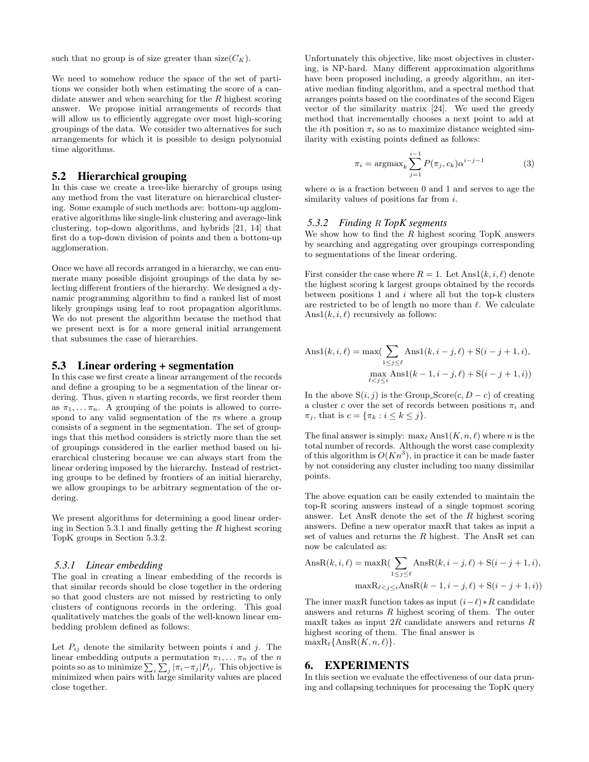such that no group is of size greater than size($C_K$).

We need to somehow reduce the space of the set of partitions we consider both when estimating the score of a candidate answer and when searching for the $R$ highest scoring answer. We propose initial arrangements of records that will allow us to efficiently aggregate over most high-scoring groupings of the data. We consider two alternatives for such arrangements for which it is possible to design polynomial time algorithms.

## 5.2 Hierarchical grouping

In this case we create a tree-like hierarchy of groups using any method from the vast literature on hierarchical clustering. Some example of such methods are: bottom-up agglomerative algorithms like single-link clustering and average-link clustering, top-down algorithms, and hybrids [21, 14] that first do a top-down division of points and then a bottom-up agglomeration.

Once we have all records arranged in a hierarchy, we can enumerate many possible disjoint groupings of the data by selecting different frontiers of the hierarchy. We designed a dynamic programming algorithm to find a ranked list of most likely groupings using leaf to root propagation algorithms. We do not present the algorithm because the method that we present next is for a more general initial arrangement that subsumes the case of hierarchies.

## 5.3 Linear ordering + segmentation

In this case we first create a linear arrangement of the records and define a grouping to be a segmentation of the linear ordering. Thus, given $n$ starting records, we first reorder them as $\pi_1, \ldots \pi_n$. A grouping of the points is allowed to correspond to any valid segmentation of the $\pi$s where a group consists of a segment in the segmentation. The set of groupings that this method considers is strictly more than the set of groupings considered in the earlier method based on hierarchical clustering because we can always start from the linear ordering imposed by the hierarchy. Instead of restricting groups to be defined by frontiers of an initial hierarchy, we allow groupings to be arbitrary segmentation of the ordering.

We present algorithms for determining a good linear ordering in Section 5.3.1 and finally getting the $R$ highest scoring TopK groups in Section 5.3.2.

### 5.3.1 Linear embedding

The goal in creating a linear embedding of the records is that similar records should be close together in the ordering so that good clusters are not missed by restricting to only clusters of contiguous records in the ordering. This goal qualitatively matches the goals of the well-known linear embedding problem defined as follows:

Let $P_{ij}$ denote the similarity between points $i$ and $j$. The linear embedding outputs a permutation $\pi_1, \ldots \pi_n$ of the $n$ points so as to minimize $\sum_i \sum_j |\pi_i - \pi_j| P_{ij}$. This objective is minimized when pairs with large similarity values are placed close together.

Unfortunately this objective, like most objectives in clustering, is NP-hard. Many different approximation algorithms have been proposed including, a greedy algorithm, an iterative median finding algorithm, and a spectral method that arranges points based on the coordinates of the second Eigen vector of the similarity matrix [24]. We used the greedy method that incrementally chooses a next point to add at the $i$th position $\pi_i$ so as to maximize distance weighted similarity with existing points defined as follows:

$$\pi_i = \text{argmax}_k \sum_{j=1}^{i-1} P(\pi_j, c_k) \alpha^{i-j-1} \tag{3}$$

where $\alpha$ is a fraction between 0 and 1 and serves to age the similarity values of positions far from $i$.

### 5.3.2 Finding $R$ TopK segments

We show how to find the $R$ highest scoring TopK answers by searching and aggregating over groupings corresponding to segmentations of the linear ordering.

First consider the case where $R = 1$. Let $\text{Ans1}(k, i, \ell)$ denote the highest scoring k largest groups obtained by the records between positions 1 and $i$ where all but the top-k clusters are restricted to be of length no more than $\ell$. We calculate $\text{Ans1}(k, i, \ell)$ recursively as follows:

$$\begin{aligned}\text{Ans1}(k,i,\ell) = \max( &\sum_{1 \le j \le \ell} \text{Ans1}(k, i-j, \ell) + \text{S}(i-j+1, i), \\ &\max_{\ell < j \le i} \text{Ans1}(k-1, i-j, \ell) + \text{S}(i-j+1, i))\end{aligned}$$

In the above $\text{S}(i, j)$ is the Group_Score$(c, D - c)$ of creating a cluster $c$ over the set of records between positions $\pi_i$ and $\pi_j$, that is $c = \{\pi_k : i \le k \le j\}$.

The final answer is simply: $\max_\ell \text{Ans1}(K, n, \ell)$ where $n$ is the total number of records. Although the worst case complexity of this algorithm is $O(Kn^3)$, in practice it can be made faster by not considering any cluster including too many dissimilar points.

The above equation can be easily extended to maintain the top-R scoring answers instead of a single topmost scoring answer. Let AnsR denote the set of the $R$ highest scoring answers. Define a new operator maxR that takes as input a set of values and returns the $R$ highest. The AnsR set can now be calculated as:

$$\begin{aligned}\text{AnsR}(k,i,\ell) = \text{maxR}( &\sum_{1 \le j \le \ell} \text{AnsR}(k, i-j, \ell) + \text{S}(i-j+1, i), \\ &\text{maxR}_{\ell < j \le i} \text{AnsR}(k-1, i-j, \ell) + \text{S}(i-j+1, i))\end{aligned}$$

The inner maxR function takes as input $(i-\ell) * R$ candidate answers and returns $R$ highest scoring of them. The outer maxR takes as input $2R$ candidate answers and returns $R$ highest scoring of them. The final answer is $\text{maxR}_\ell\{\text{AnsR}(K, n, \ell)\}$.

# 6. EXPERIMENTS

In this section we evaluate the effectiveness of our data pruning and collapsing techniques for processing the TopK query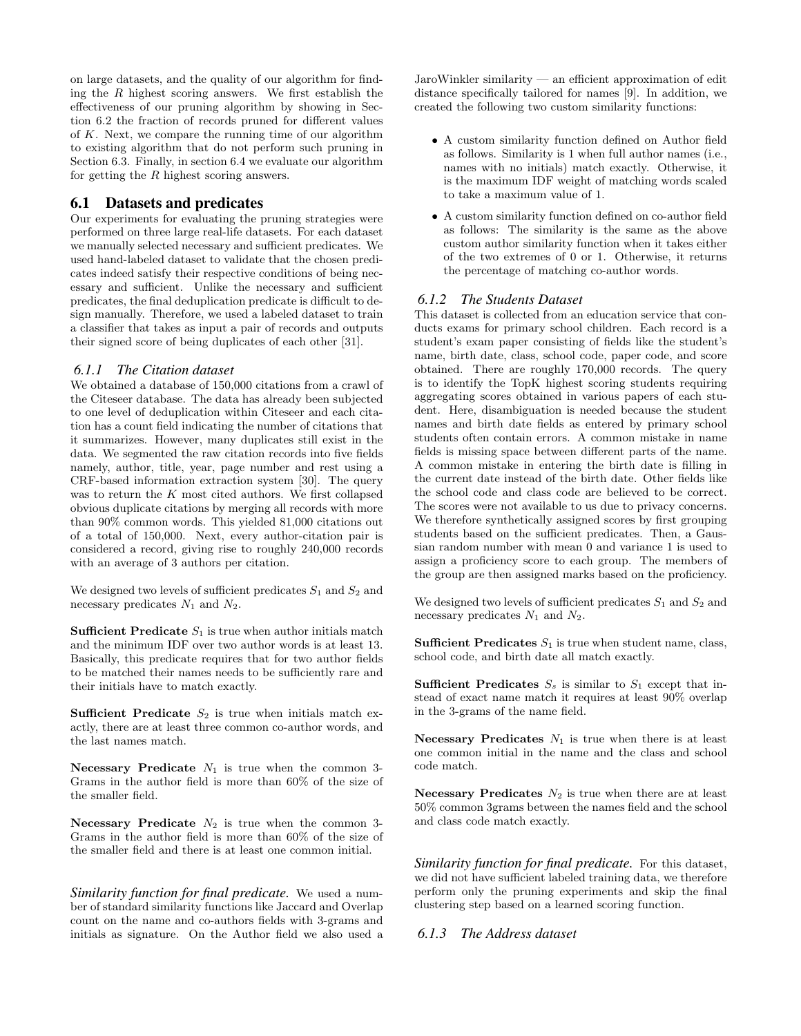on large datasets, and the quality of our algorithm for finding the $R$ highest scoring answers. We first establish the effectiveness of our pruning algorithm by showing in Section 6.2 the fraction of records pruned for different values of $K$. Next, we compare the running time of our algorithm to existing algorithm that do not perform such pruning in Section 6.3. Finally, in section 6.4 we evaluate our algorithm for getting the $R$ highest scoring answers.

## 6.1 Datasets and predicates

Our experiments for evaluating the pruning strategies were performed on three large real-life datasets. For each dataset we manually selected necessary and sufficient predicates. We used hand-labeled dataset to validate that the chosen predicates indeed satisfy their respective conditions of being necessary and sufficient. Unlike the necessary and sufficient predicates, the final deduplication predicate is difficult to design manually. Therefore, we used a labeled dataset to train a classifier that takes as input a pair of records and outputs their signed score of being duplicates of each other [31].

### 6.1.1 The Citation dataset

We obtained a database of 150,000 citations from a crawl of the Citeseer database. The data has already been subjected to one level of deduplication within Citeseer and each citation has a count field indicating the number of citations that it summarizes. However, many duplicates still exist in the data. We segmented the raw citation records into five fields namely, author, title, year, page number and rest using a CRF-based information extraction system [30]. The query was to return the $K$ most cited authors. We first collapsed obvious duplicate citations by merging all records with more than 90% common words. This yielded 81,000 citations out of a total of 150,000. Next, every author-citation pair is considered a record, giving rise to roughly 240,000 records with an average of 3 authors per citation.

We designed two levels of sufficient predicates $S_1$ and $S_2$ and necessary predicates $N_1$ and $N_2$.

**Sufficient Predicate** $S_1$ is true when author initials match and the minimum IDF over two author words is at least 13. Basically, this predicate requires that for two author fields to be matched their names needs to be sufficiently rare and their initials have to match exactly.

**Sufficient Predicate** $S_2$ is true when initials match exactly, there are at least three common co-author words, and the last names match.

**Necessary Predicate** $N_1$ is true when the common 3-Grams in the author field is more than 60% of the size of the smaller field.

**Necessary Predicate** $N_2$ is true when the common 3-Grams in the author field is more than 60% of the size of the smaller field and there is at least one common initial.

***Similarity function for final predicate.*** We used a number of standard similarity functions like Jaccard and Overlap count on the name and co-authors fields with 3-grams and initials as signature. On the Author field we also used a JaroWinkler similarity — an efficient approximation of edit distance specifically tailored for names [9]. In addition, we created the following two custom similarity functions:

- A custom similarity function defined on Author field as follows. Similarity is 1 when full author names (i.e., names with no initials) match exactly. Otherwise, it is the maximum IDF weight of matching words scaled to take a maximum value of 1.
- A custom similarity function defined on co-author field as follows: The similarity is the same as the above custom author similarity function when it takes either of the two extremes of 0 or 1. Otherwise, it returns the percentage of matching co-author words.

### 6.1.2 The Students Dataset

This dataset is collected from an education service that conducts exams for primary school children. Each record is a student's exam paper consisting of fields like the student's name, birth date, class, school code, paper code, and score obtained. There are roughly 170,000 records. The query is to identify the TopK highest scoring students requiring aggregating scores obtained in various papers of each student. Here, disambiguation is needed because the student names and birth date fields as entered by primary school students often contain errors. A common mistake in name fields is missing space between different parts of the name. A common mistake in entering the birth date is filling in the current date instead of the birth date. Other fields like the school code and class code are believed to be correct. The scores were not available to us due to privacy concerns. We therefore synthetically assigned scores by first grouping students based on the sufficient predicates. Then, a Gaussian random number with mean 0 and variance 1 is used to assign a proficiency score to each group. The members of the group are then assigned marks based on the proficiency.

We designed two levels of sufficient predicates $S_1$ and $S_2$ and necessary predicates $N_1$ and $N_2$.

**Sufficient Predicates** $S_1$ is true when student name, class, school code, and birth date all match exactly.

**Sufficient Predicates** $S_s$ is similar to $S_1$ except that instead of exact name match it requires at least 90% overlap in the 3-grams of the name field.

**Necessary Predicates** $N_1$ is true when there is at least one common initial in the name and the class and school code match.

**Necessary Predicates** $N_2$ is true when there are at least 50% common 3grams between the names field and the school and class code match exactly.

***Similarity function for final predicate.*** For this dataset, we did not have sufficient labeled training data, we therefore perform only the pruning experiments and skip the final clustering step based on a learned scoring function.

### 6.1.3 The Address dataset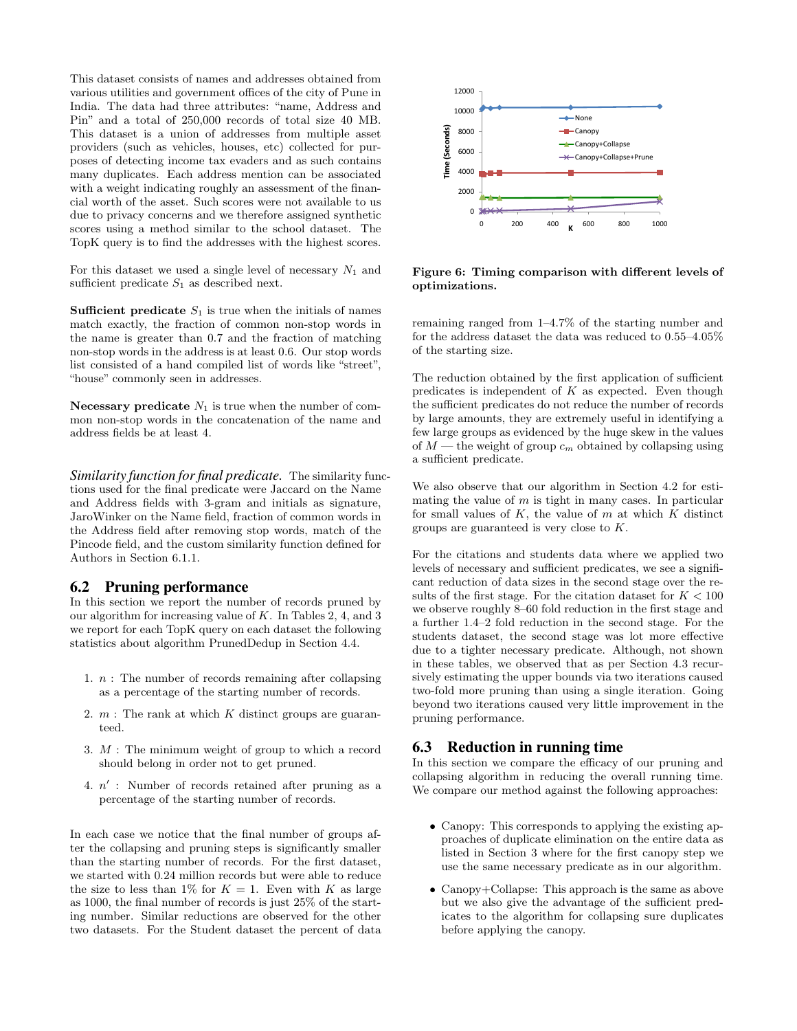This dataset consists of names and addresses obtained from various utilities and government offices of the city of Pune in India. The data had three attributes: "name, Address and Pin" and a total of 250,000 records of total size 40 MB. This dataset is a union of addresses from multiple asset providers (such as vehicles, houses, etc) collected for purposes of detecting income tax evaders and as such contains many duplicates. Each address mention can be associated with a weight indicating roughly an assessment of the financial worth of the asset. Such scores were not available to us due to privacy concerns and we therefore assigned synthetic scores using a method similar to the school dataset. The TopK query is to find the addresses with the highest scores.

For this dataset we used a single level of necessary $N_1$ and sufficient predicate $S_1$ as described next.

**Sufficient predicate** $S_1$ is true when the initials of names match exactly, the fraction of common non-stop words in the name is greater than 0.7 and the fraction of matching non-stop words in the address is at least 0.6. Our stop words list consisted of a hand compiled list of words like "street", "house" commonly seen in addresses.

**Necessary predicate** $N_1$ is true when the number of common non-stop words in the concatenation of the name and address fields be at least 4.

***Similarity function for final predicate.*** The similarity functions used for the final predicate were Jaccard on the Name and Address fields with 3-gram and initials as signature, JaroWinker on the Name field, fraction of common words in the Address field after removing stop words, match of the Pincode field, and the custom similarity function defined for Authors in Section 6.1.1.

## 6.2 Pruning performance

In this section we report the number of records pruned by our algorithm for increasing value of $K$. In Tables 2, 4, and 3 we report for each TopK query on each dataset the following statistics about algorithm PrunedDedup in Section 4.4.

1. $n$ : The number of records remaining after collapsing as a percentage of the starting number of records.
2. $m$ : The rank at which $K$ distinct groups are guaranteed.
3. $M$ : The minimum weight of group to which a record should belong in order not to get pruned.
4. $n'$ : Number of records retained after pruning as a percentage of the starting number of records.

In each case we notice that the final number of groups after the collapsing and pruning steps is significantly smaller than the starting number of records. For the first dataset, we started with 0.24 million records but were able to reduce the size to less than 1% for $K = 1$. Even with $K$ as large as 1000, the final number of records is just 25% of the starting number. Similar reductions are observed for the other two datasets. For the Student dataset the percent of data remaining ranged from 1–4.7% of the starting number and for the address dataset the data was reduced to 0.55–4.05% of the starting size.

**Figure 6: Timing comparison with different levels of optimizations.**

The reduction obtained by the first application of sufficient predicates is independent of $K$ as expected. Even though the sufficient predicates do not reduce the number of records by large amounts, they are extremely useful in identifying a few large groups as evidenced by the huge skew in the values of $M$ — the weight of group $c_m$ obtained by collapsing using a sufficient predicate.

We also observe that our algorithm in Section 4.2 for estimating the value of $m$ is tight in many cases. In particular for small values of $K$, the value of $m$ at which $K$ distinct groups are guaranteed is very close to $K$.

For the citations and students data where we applied two levels of necessary and sufficient predicates, we see a significant reduction of data sizes in the second stage over the results of the first stage. For the citation dataset for $K < 100$ we observe roughly 8–60 fold reduction in the first stage and a further 1.4–2 fold reduction in the second stage. For the students dataset, the second stage was lot more effective due to a tighter necessary predicate. Although, not shown in these tables, we observed that as per Section 4.3 recursively estimating the upper bounds via two iterations caused two-fold more pruning than using a single iteration. Going beyond two iterations caused very little improvement in the pruning performance.

## 6.3 Reduction in running time

In this section we compare the efficacy of our pruning and collapsing algorithm in reducing the overall running time. We compare our method against the following approaches:

- Canopy: This corresponds to applying the existing approaches of duplicate elimination on the entire data as listed in Section 3 where for the first canopy step we use the same necessary predicate as in our algorithm.
- Canopy+Collapse: This approach is the same as above but we also give the advantage of the sufficient predicates to the algorithm for collapsing sure duplicates before applying the canopy.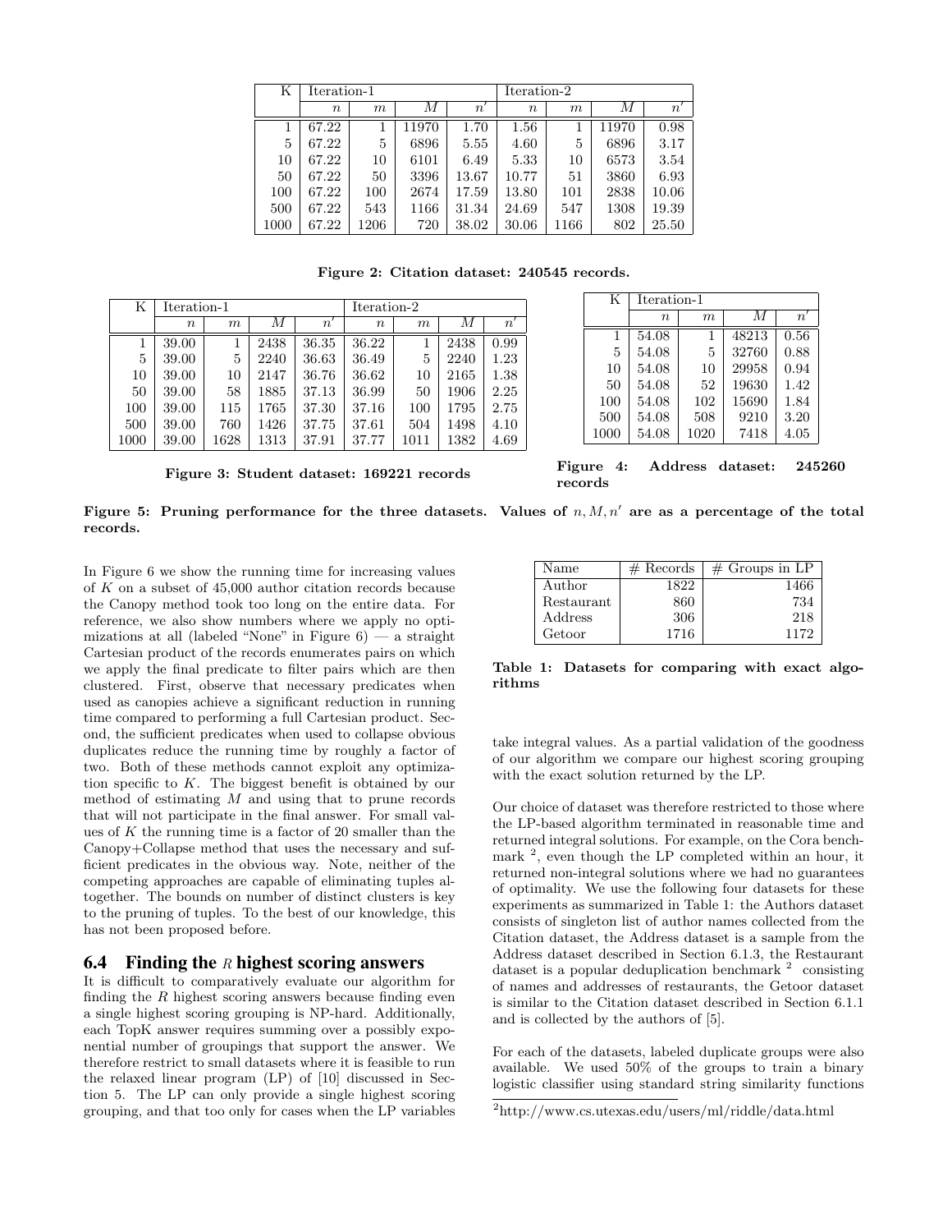| K | Iteration-1 | | | | Iteration-2 | | | |
|---|---|---|---|---|---|---|---|---|
| | $n$ | $m$ | $M$ | $n'$ | $n$ | $m$ | $M$ | $n'$ |
| 1 | 67.22 | 1 | 11970 | 1.70 | 1.56 | 1 | 11970 | 0.98 |
| 5 | 67.22 | 5 | 6896 | 5.55 | 4.60 | 5 | 6896 | 3.17 |
| 10 | 67.22 | 10 | 6101 | 6.49 | 5.33 | 10 | 6573 | 3.54 |
| 50 | 67.22 | 50 | 3396 | 13.67 | 10.77 | 51 | 3860 | 6.93 |
| 100 | 67.22 | 100 | 2674 | 17.59 | 13.80 | 101 | 2838 | 10.06 |
| 500 | 67.22 | 543 | 1166 | 31.34 | 24.69 | 547 | 1308 | 19.39 |
| 1000 | 67.22 | 1206 | 720 | 38.02 | 30.06 | 1166 | 802 | 25.50 |

**Figure 2: Citation dataset: 240545 records.**

| K | Iteration-1 | | | | Iteration-2 | | | |
|---|---|---|---|---|---|---|---|---|
| | $n$ | $m$ | $M$ | $n'$ | $n$ | $m$ | $M$ | $n'$ |
| 1 | 39.00 | 1 | 2438 | 36.35 | 36.22 | 1 | 2438 | 0.99 |
| 5 | 39.00 | 5 | 2240 | 36.63 | 36.49 | 5 | 2240 | 1.23 |
| 10 | 39.00 | 10 | 2147 | 36.76 | 36.62 | 10 | 2165 | 1.38 |
| 50 | 39.00 | 58 | 1885 | 37.13 | 36.99 | 50 | 1906 | 2.25 |
| 100 | 39.00 | 115 | 1765 | 37.30 | 37.16 | 100 | 1795 | 2.75 |
| 500 | 39.00 | 760 | 1426 | 37.75 | 37.61 | 504 | 1498 | 4.10 |
| 1000 | 39.00 | 1628 | 1313 | 37.91 | 37.77 | 1011 | 1382 | 4.69 |

**Figure 3: Student dataset: 169221 records**

| K | Iteration-1 | | | |
|---|---|---|---|---|
| | $n$ | $m$ | $M$ | $n'$ |
| 1 | 54.08 | 1 | 48213 | 0.56 |
| 5 | 54.08 | 5 | 32760 | 0.88 |
| 10 | 54.08 | 10 | 29958 | 0.94 |
| 50 | 54.08 | 52 | 19630 | 1.42 |
| 100 | 54.08 | 102 | 15690 | 1.84 |
| 500 | 54.08 | 508 | 9210 | 3.20 |
| 1000 | 54.08 | 1020 | 7418 | 4.05 |

**Figure 4: Address dataset: 245260 records**

**Figure 5: Pruning performance for the three datasets. Values of $n, M, n'$ are as a percentage of the total records.**

In Figure 6 we show the running time for increasing values of $K$ on a subset of 45,000 author citation records because the Canopy method took too long on the entire data. For reference, we also show numbers where we apply no optimizations at all (labeled "None" in Figure 6) — a straight Cartesian product of the records enumerates pairs on which we apply the final predicate to filter pairs which are then clustered. First, observe that necessary predicates when used as canopies achieve a significant reduction in running time compared to performing a full Cartesian product. Second, the sufficient predicates when used to collapse obvious duplicates reduce the running time by roughly a factor of two. Both of these methods cannot exploit any optimization specific to $K$. The biggest benefit is obtained by our method of estimating $M$ and using that to prune records that will not participate in the final answer. For small values of $K$ the running time is a factor of 20 smaller than the Canopy+Collapse method that uses the necessary and sufficient predicates in the obvious way. Note, neither of the competing approaches are capable of eliminating tuples altogether. The bounds on number of distinct clusters is key to the pruning of tuples. To the best of our knowledge, this has not been proposed before.

## 6.4 Finding the $R$ highest scoring answers

It is difficult to comparatively evaluate our algorithm for finding the $R$ highest scoring answers because finding even a single highest scoring grouping is NP-hard. Additionally, each TopK answer requires summing over a possibly exponential number of groupings that support the answer. We therefore restrict to small datasets where it is feasible to run the relaxed linear program (LP) of [10] discussed in Section 5. The LP can only provide a single highest scoring grouping, and that too only for cases when the LP variables take integral values. As a partial validation of the goodness of our algorithm we compare our highest scoring grouping with the exact solution returned by the LP.

| Name | # Records | # Groups in LP |
|---|---|---|
| Author | 1822 | 1466 |
| Restaurant | 860 | 734 |
| Address | 306 | 218 |
| Getoor | 1716 | 1172 |

**Table 1: Datasets for comparing with exact algorithms**

Our choice of dataset was therefore restricted to those where the LP-based algorithm terminated in reasonable time and returned integral solutions. For example, on the Cora benchmark [2], even though the LP completed within an hour, it returned non-integral solutions where we had no guarantees of optimality. We use the following four datasets for these experiments as summarized in Table 1: the Authors dataset consists of singleton list of author names collected from the Citation dataset, the Address dataset is a sample from the Address dataset described in Section 6.1.3, the Restaurant dataset is a popular deduplication benchmark [2] consisting of names and addresses of restaurants, the Getoor dataset is similar to the Citation dataset described in Section 6.1.1 and is collected by the authors of [5].

For each of the datasets, labeled duplicate groups were also available. We used 50% of the groups to train a binary logistic classifier using standard string similarity functions

[2]http://www.cs.utexas.edu/users/ml/riddle/data.html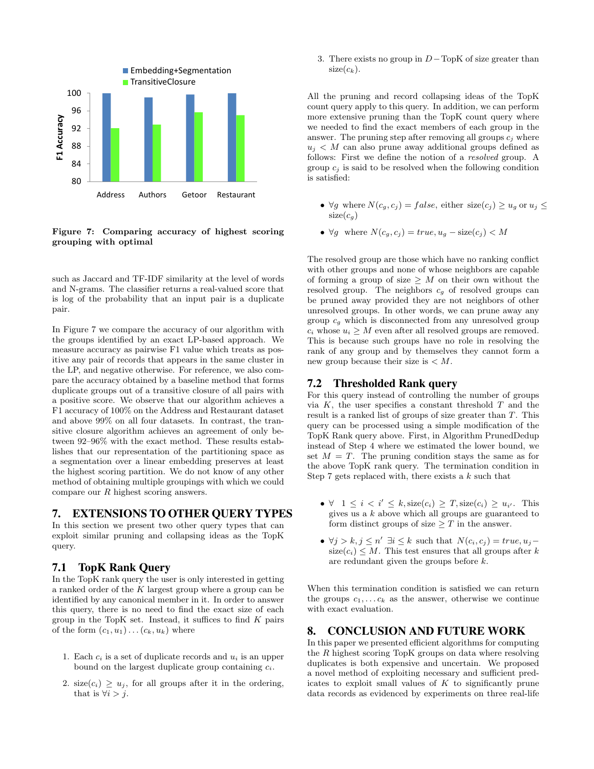Figure 7: Comparing accuracy of highest scoring grouping with optimal

such as Jaccard and TF-IDF similarity at the level of words and N-grams. The classifier returns a real-valued score that is log of the probability that an input pair is a duplicate pair.

In Figure 7 we compare the accuracy of our algorithm with the groups identified by an exact LP-based approach. We measure accuracy as pairwise F1 value which treats as positive any pair of records that appears in the same cluster in the LP, and negative otherwise. For reference, we also compare the accuracy obtained by a baseline method that forms duplicate groups out of a transitive closure of all pairs with a positive score. We observe that our algorithm achieves a F1 accuracy of 100% on the Address and Restaurant dataset and above 99% on all four datasets. In contrast, the transitive closure algorithm achieves an agreement of only between 92–96% with the exact method. These results establishes that our representation of the partitioning space as a segmentation over a linear embedding preserves at least the highest scoring partition. We do not know of any other method of obtaining multiple groupings with which we could compare our $R$ highest scoring answers.

# 7. EXTENSIONS TO OTHER QUERY TYPES

In this section we present two other query types that can exploit similar pruning and collapsing ideas as the TopK query.

## 7.1 TopK Rank Query

In the TopK rank query the user is only interested in getting a ranked order of the $K$ largest group where a group can be identified by any canonical member in it. In order to answer this query, there is no need to find the exact size of each group in the TopK set. Instead, it suffices to find $K$ pairs of the form $(c_1, u_1) \ldots (c_k, u_k)$ where

1. Each $c_i$ is a set of duplicate records and $u_i$ is an upper bound on the largest duplicate group containing $c_i$.
2. $\text{size}(c_i) \geq u_j$, for all groups after it in the ordering, that is $\forall i > j$.
3. There exists no group in $D - \text{TopK}$ of size greater than $\text{size}(c_k)$.

All the pruning and record collapsing ideas of the TopK count query apply to this query. In addition, we can perform more extensive pruning than the TopK count query where we needed to find the exact members of each group in the answer. The pruning step after removing all groups $c_j$ where $u_j < M$ can also prune away additional groups defined as follows: First we define the notion of a *resolved* group. A group $c_j$ is said to be resolved when the following condition is satisfied:

- $\forall g$ where $N(c_g, c_j) = false$, either $\text{size}(c_j) \geq u_g$ or $u_j \leq \text{size}(c_g)$
- $\forall g$ where $N(c_g, c_j) = true, u_g - \text{size}(c_j) < M$

The resolved group are those which have no ranking conflict with other groups and none of whose neighbors are capable of forming a group of size $\geq M$ on their own without the resolved group. The neighbors $c_g$ of resolved groups can be pruned away provided they are not neighbors of other unresolved groups. In other words, we can prune away any group $c_g$ which is disconnected from any unresolved group $c_i$ whose $u_i \geq M$ even after all resolved groups are removed. This is because such groups have no role in resolving the rank of any group and by themselves they cannot form a new group because their size is $< M$.

## 7.2 Thresholded Rank query

For this query instead of controlling the number of groups via $K$, the user specifies a constant threshold $T$ and the result is a ranked list of groups of size greater than $T$. This query can be processed using a simple modification of the TopK Rank query above. First, in Algorithm PrunedDedup instead of Step 4 where we estimated the lower bound, we set $M = T$. The pruning condition stays the same as for the above TopK rank query. The termination condition in Step 7 gets replaced with, there exists a $k$ such that

- $\forall \;\; 1 \leq i < i' \leq k, \text{size}(c_i) \geq T, \text{size}(c_i) \geq u_{i'}$. This gives us a $k$ above which all groups are guaranteed to form distinct groups of size $\geq T$ in the answer.
- $\forall j > k, j \leq n' \; \exists i \leq k$ such that $N(c_i, c_j) = true, u_j - \text{size}(c_i) \leq M$. This test ensures that all groups after $k$ are redundant given the groups before $k$.

When this termination condition is satisfied we can return the groups $c_1, \ldots c_k$ as the answer, otherwise we continue with exact evaluation.

# 8. CONCLUSION AND FUTURE WORK

In this paper we presented efficient algorithms for computing the $R$ highest scoring TopK groups on data where resolving duplicates is both expensive and uncertain. We proposed a novel method of exploiting necessary and sufficient predicates to exploit small values of $K$ to significantly prune data records as evidenced by experiments on three real-life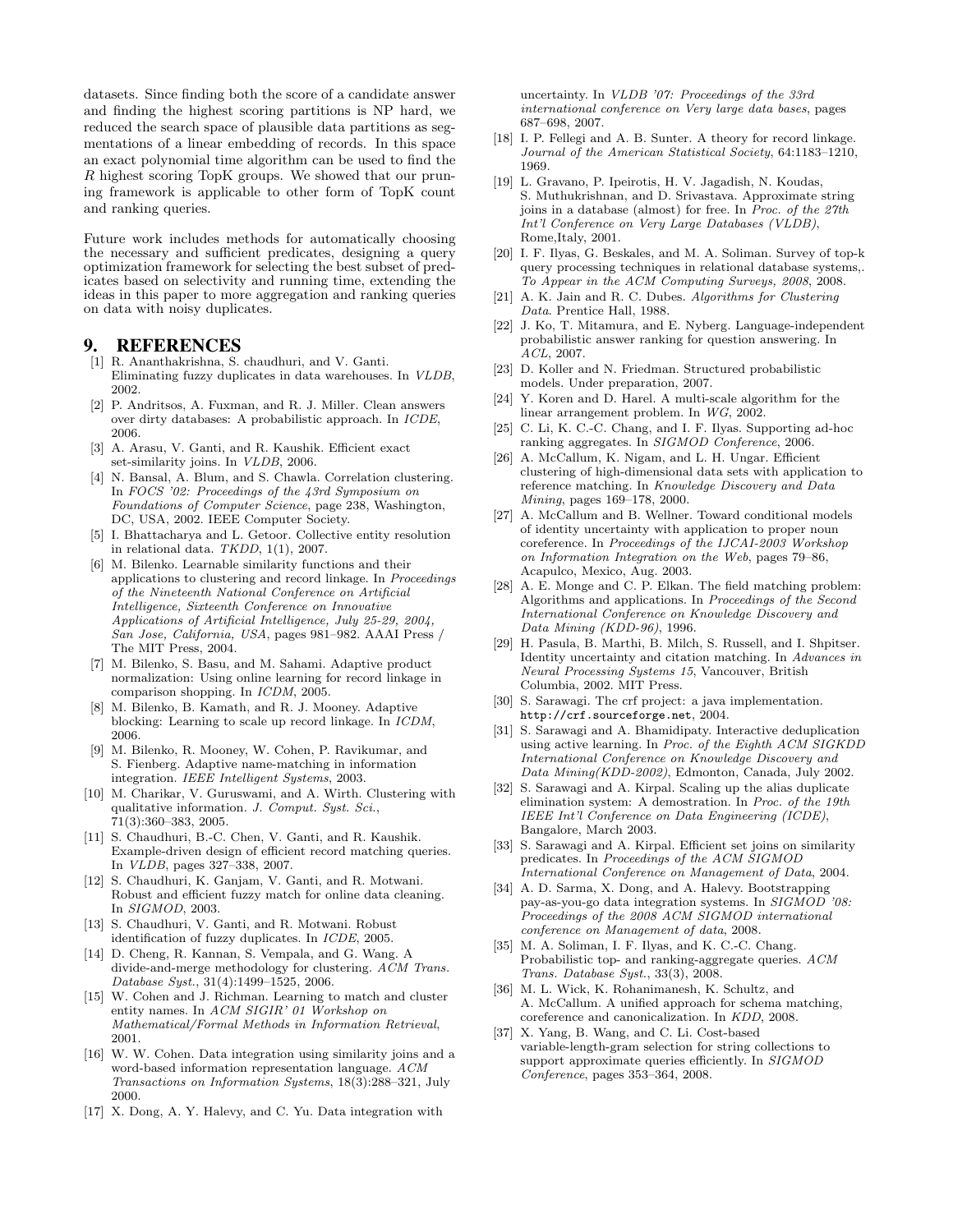datasets. Since finding both the score of a candidate answer and finding the highest scoring partitions is NP hard, we reduced the search space of plausible data partitions as segmentations of a linear embedding of records. In this space an exact polynomial time algorithm can be used to find the $R$ highest scoring TopK groups. We showed that our pruning framework is applicable to other form of TopK count and ranking queries.

Future work includes methods for automatically choosing the necessary and sufficient predicates, designing a query optimization framework for selecting the best subset of predicates based on selectivity and running time, extending the ideas in this paper to more aggregation and ranking queries on data with noisy duplicates.

# 9. REFERENCES

[1] R. Ananthakrishna, S. chaudhuri, and V. Ganti. Eliminating fuzzy duplicates in data warehouses. In *VLDB*, 2002.

[2] P. Andritsos, A. Fuxman, and R. J. Miller. Clean answers over dirty databases: A probabilistic approach. In *ICDE*, 2006.

[3] A. Arasu, V. Ganti, and R. Kaushik. Efficient exact set-similarity joins. In *VLDB*, 2006.

[4] N. Bansal, A. Blum, and S. Chawla. Correlation clustering. In *FOCS '02: Proceedings of the 43rd Symposium on Foundations of Computer Science*, page 238, Washington, DC, USA, 2002. IEEE Computer Society.

[5] I. Bhattacharya and L. Getoor. Collective entity resolution in relational data. *TKDD*, 1(1), 2007.

[6] M. Bilenko. Learnable similarity functions and their applications to clustering and record linkage. In *Proceedings of the Nineteenth National Conference on Artificial Intelligence, Sixteenth Conference on Innovative Applications of Artificial Intelligence, July 25-29, 2004, San Jose, California, USA*, pages 981–982. AAAI Press / The MIT Press, 2004.

[7] M. Bilenko, S. Basu, and M. Sahami. Adaptive product normalization: Using online learning for record linkage in comparison shopping. In *ICDM*, 2005.

[8] M. Bilenko, B. Kamath, and R. J. Mooney. Adaptive blocking: Learning to scale up record linkage. In *ICDM*, 2006.

[9] M. Bilenko, R. Mooney, W. Cohen, P. Ravikumar, and S. Fienberg. Adaptive name-matching in information integration. *IEEE Intelligent Systems*, 2003.

[10] M. Charikar, V. Guruswami, and A. Wirth. Clustering with qualitative information. *J. Comput. Syst. Sci.*, 71(3):360–383, 2005.

[11] S. Chaudhuri, B.-C. Chen, V. Ganti, and R. Kaushik. Example-driven design of efficient record matching queries. In *VLDB*, pages 327–338, 2007.

[12] S. Chaudhuri, K. Ganjam, V. Ganti, and R. Motwani. Robust and efficient fuzzy match for online data cleaning. In *SIGMOD*, 2003.

[13] S. Chaudhuri, V. Ganti, and R. Motwani. Robust identification of fuzzy duplicates. In *ICDE*, 2005.

[14] D. Cheng, R. Kannan, S. Vempala, and G. Wang. A divide-and-merge methodology for clustering. *ACM Trans. Database Syst.*, 31(4):1499–1525, 2006.

[15] W. Cohen and J. Richman. Learning to match and cluster entity names. In *ACM SIGIR' 01 Workshop on Mathematical/Formal Methods in Information Retrieval*, 2001.

[16] W. W. Cohen. Data integration using similarity joins and a word-based information representation language. *ACM Transactions on Information Systems*, 18(3):288–321, July 2000.

[17] X. Dong, A. Y. Halevy, and C. Yu. Data integration with uncertainty. In *VLDB '07: Proceedings of the 33rd international conference on Very large data bases*, pages 687–698, 2007.

[18] I. P. Fellegi and A. B. Sunter. A theory for record linkage. *Journal of the American Statistical Society*, 64:1183–1210, 1969.

[19] L. Gravano, P. Ipeirotis, H. V. Jagadish, N. Koudas, S. Muthukrishnan, and D. Srivastava. Approximate string joins in a database (almost) for free. In *Proc. of the 27th Int'l Conference on Very Large Databases (VLDB)*, Rome,Italy, 2001.

[20] I. F. Ilyas, G. Beskales, and M. A. Soliman. Survey of top-k query processing techniques in relational database systems,. *To Appear in the ACM Computing Surveys, 2008*, 2008.

[21] A. K. Jain and R. C. Dubes. *Algorithms for Clustering Data*. Prentice Hall, 1988.

[22] J. Ko, T. Mitamura, and E. Nyberg. Language-independent probabilistic answer ranking for question answering. In *ACL*, 2007.

[23] D. Koller and N. Friedman. Structured probabilistic models. Under preparation, 2007.

[24] Y. Koren and D. Harel. A multi-scale algorithm for the linear arrangement problem. In *WG*, 2002.

[25] C. Li, K. C.-C. Chang, and I. F. Ilyas. Supporting ad-hoc ranking aggregates. In *SIGMOD Conference*, 2006.

[26] A. McCallum, K. Nigam, and L. H. Ungar. Efficient clustering of high-dimensional data sets with application to reference matching. In *Knowledge Discovery and Data Mining*, pages 169–178, 2000.

[27] A. McCallum and B. Wellner. Toward conditional models of identity uncertainty with application to proper noun coreference. In *Proceedings of the IJCAI-2003 Workshop on Information Integration on the Web*, pages 79–86, Acapulco, Mexico, Aug. 2003.

[28] A. E. Monge and C. P. Elkan. The field matching problem: Algorithms and applications. In *Proceedings of the Second International Conference on Knowledge Discovery and Data Mining (KDD-96)*, 1996.

[29] H. Pasula, B. Marthi, B. Milch, S. Russell, and I. Shpitser. Identity uncertainty and citation matching. In *Advances in Neural Processing Systems 15*, Vancouver, British Columbia, 2002. MIT Press.

[30] S. Sarawagi. The crf project: a java implementation. `http://crf.sourceforge.net`, 2004.

[31] S. Sarawagi and A. Bhamidipaty. Interactive deduplication using active learning. In *Proc. of the Eighth ACM SIGKDD International Conference on Knowledge Discovery and Data Mining(KDD-2002)*, Edmonton, Canada, July 2002.

[32] S. Sarawagi and A. Kirpal. Scaling up the alias duplicate elimination system: A demostration. In *Proc. of the 19th IEEE Int'l Conference on Data Engineering (ICDE)*, Bangalore, March 2003.

[33] S. Sarawagi and A. Kirpal. Efficient set joins on similarity predicates. In *Proceedings of the ACM SIGMOD International Conference on Management of Data*, 2004.

[34] A. D. Sarma, X. Dong, and A. Halevy. Bootstrapping pay-as-you-go data integration systems. In *SIGMOD '08: Proceedings of the 2008 ACM SIGMOD international conference on Management of data*, 2008.

[35] M. A. Soliman, I. F. Ilyas, and K. C.-C. Chang. Probabilistic top- and ranking-aggregate queries. *ACM Trans. Database Syst.*, 33(3), 2008.

[36] M. L. Wick, K. Rohanimanesh, K. Schultz, and A. McCallum. A unified approach for schema matching, coreference and canonicalization. In *KDD*, 2008.

[37] X. Yang, B. Wang, and C. Li. Cost-based variable-length-gram selection for string collections to support approximate queries efficiently. In *SIGMOD Conference*, pages 353–364, 2008.